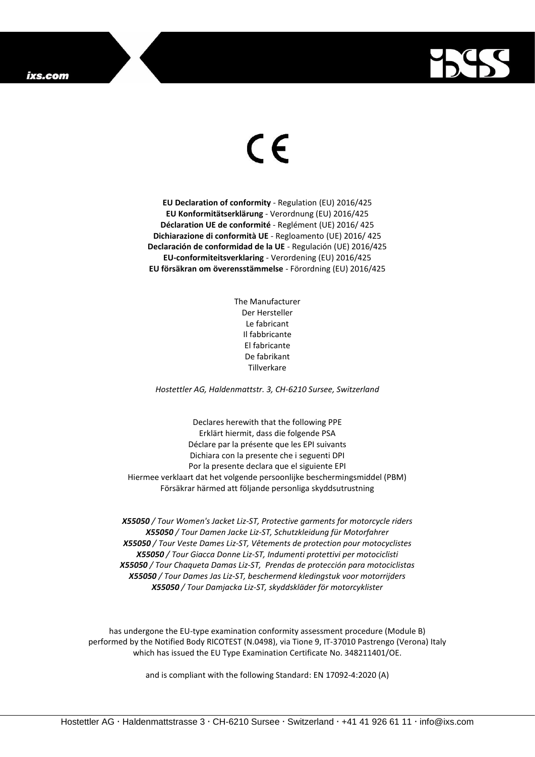CE

**EU Declaration of conformity** - Regulation (EU) 2016/425
**EU Konformitätserklärung** - Verordnung (EU) 2016/425
**Déclaration UE de conformité** - Reglément (UE) 2016/ 425
**Dichiarazione di conformità UE** - Regloamento (UE) 2016/ 425
**Declaración de conformidad de la UE** - Regulación (UE) 2016/425
**EU-conformiteitsverklaring** - Verordening (EU) 2016/425
**EU försäkran om överensstämmelse** - Förordning (EU) 2016/425

The Manufacturer
Der Hersteller
Le fabricant
Il fabbricante
El fabricante
De fabrikant
Tillverkare

*Hostettler AG, Haldenmattstr. 3, CH-6210 Sursee, Switzerland*

Declares herewith that the following PPE
Erklärt hiermit, dass die folgende PSA
Déclare par la présente que les EPI suivants
Dichiara con la presente che i seguenti DPI
Por la presente declara que el siguiente EPI
Hiermee verklaart dat het volgende persoonlijke beschermingsmiddel (PBM)
Försäkrar härmed att följande personliga skyddsutrustning

***X55050** / Tour Women's Jacket Liz-ST, Protective garments for motorcycle riders*
***X55050** / Tour Damen Jacke Liz-ST, Schutzkleidung für Motorfahrer*
***X55050** / Tour Veste Dames Liz-ST, Vêtements de protection pour motocyclistes*
***X55050** / Tour Giacca Donne Liz-ST, Indumenti protettivi per motociclisti*
***X55050** / Tour Chaqueta Damas Liz-ST, Prendas de protección para motociclistas*
***X55050** / Tour Dames Jas Liz-ST, beschermend kledingstuk voor motorrijders*
***X55050** / Tour Damjacka Liz-ST, skyddskläder för motorcyklister*

has undergone the EU-type examination conformity assessment procedure (Module B) performed by the Notified Body RICOTEST (N.0498), via Tione 9, IT-37010 Pastrengo (Verona) Italy which has issued the EU Type Examination Certificate No. 348211401/OE.

and is compliant with the following Standard: EN 17092-4:2020 (A)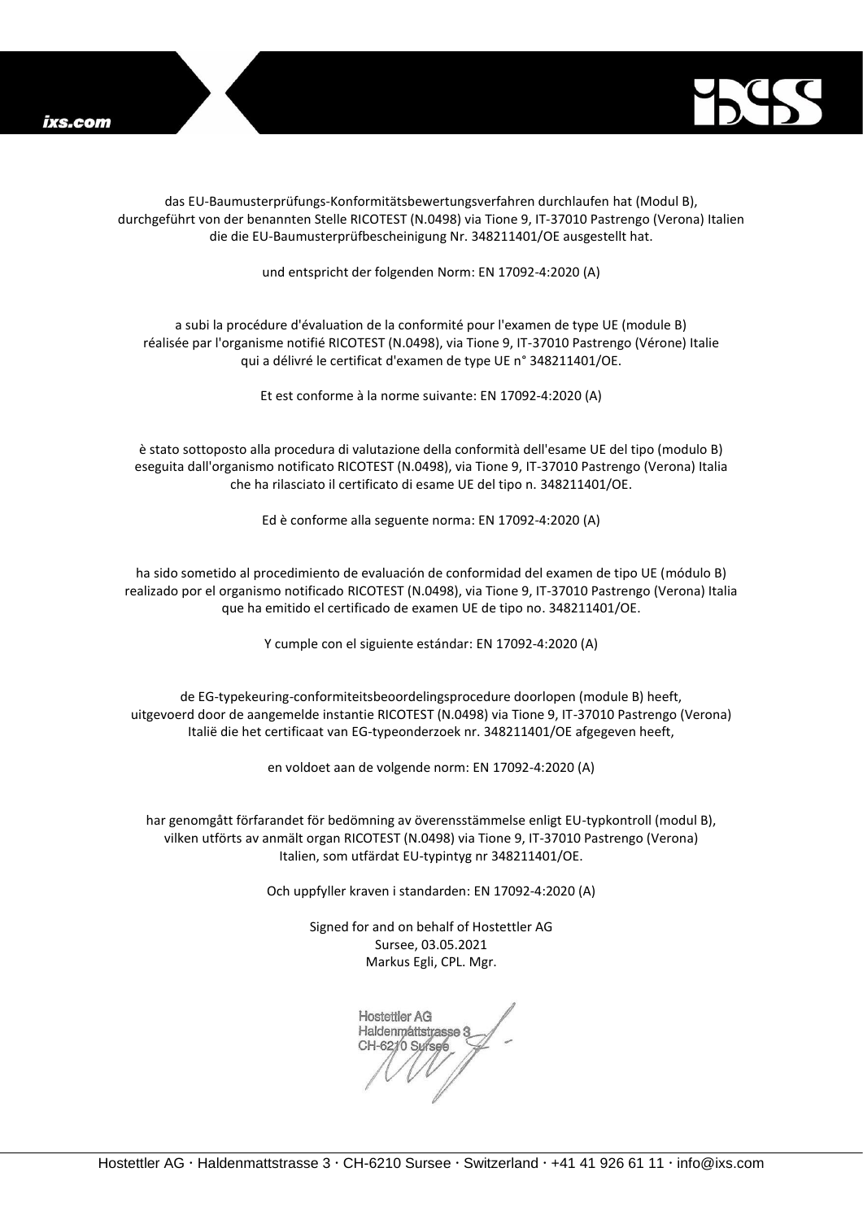das EU-Baumusterprüfungs-Konformitätsbewertungsverfahren durchlaufen hat (Modul B), durchgeführt von der benannten Stelle RICOTEST (N.0498) via Tione 9, IT-37010 Pastrengo (Verona) Italien die die EU-Baumusterprüfbescheinigung Nr. 348211401/OE ausgestellt hat.

und entspricht der folgenden Norm: EN 17092-4:2020 (A)

a subi la procédure d'évaluation de la conformité pour l'examen de type UE (module B) réalisée par l'organisme notifié RICOTEST (N.0498), via Tione 9, IT-37010 Pastrengo (Vérone) Italie qui a délivré le certificat d'examen de type UE n° 348211401/OE.

Et est conforme à la norme suivante: EN 17092-4:2020 (A)

è stato sottoposto alla procedura di valutazione della conformità dell'esame UE del tipo (modulo B) eseguita dall'organismo notificato RICOTEST (N.0498), via Tione 9, IT-37010 Pastrengo (Verona) Italia che ha rilasciato il certificato di esame UE del tipo n. 348211401/OE.

Ed è conforme alla seguente norma: EN 17092-4:2020 (A)

ha sido sometido al procedimiento de evaluación de conformidad del examen de tipo UE (módulo B) realizado por el organismo notificado RICOTEST (N.0498), via Tione 9, IT-37010 Pastrengo (Verona) Italia que ha emitido el certificado de examen UE de tipo no. 348211401/OE.

Y cumple con el siguiente estándar: EN 17092-4:2020 (A)

de EG-typekeuring-conformiteitsbeoordelingsprocedure doorlopen (module B) heeft, uitgevoerd door de aangemelde instantie RICOTEST (N.0498) via Tione 9, IT-37010 Pastrengo (Verona) Italië die het certificaat van EG-typeonderzoek nr. 348211401/OE afgegeven heeft,

en voldoet aan de volgende norm: EN 17092-4:2020 (A)

har genomgått förfarandet för bedömning av överensstämmelse enligt EU-typkontroll (modul B), vilken utförts av anmält organ RICOTEST (N.0498) via Tione 9, IT-37010 Pastrengo (Verona) Italien, som utfärdat EU-typintyg nr 348211401/OE.

Och uppfyller kraven i standarden: EN 17092-4:2020 (A)

Signed for and on behalf of Hostettler AG
Sursee, 03.05.2021
Markus Egli, CPL. Mgr.

Hostettler AG
Haldenmattstrasse 3
CH-6210 Sursee